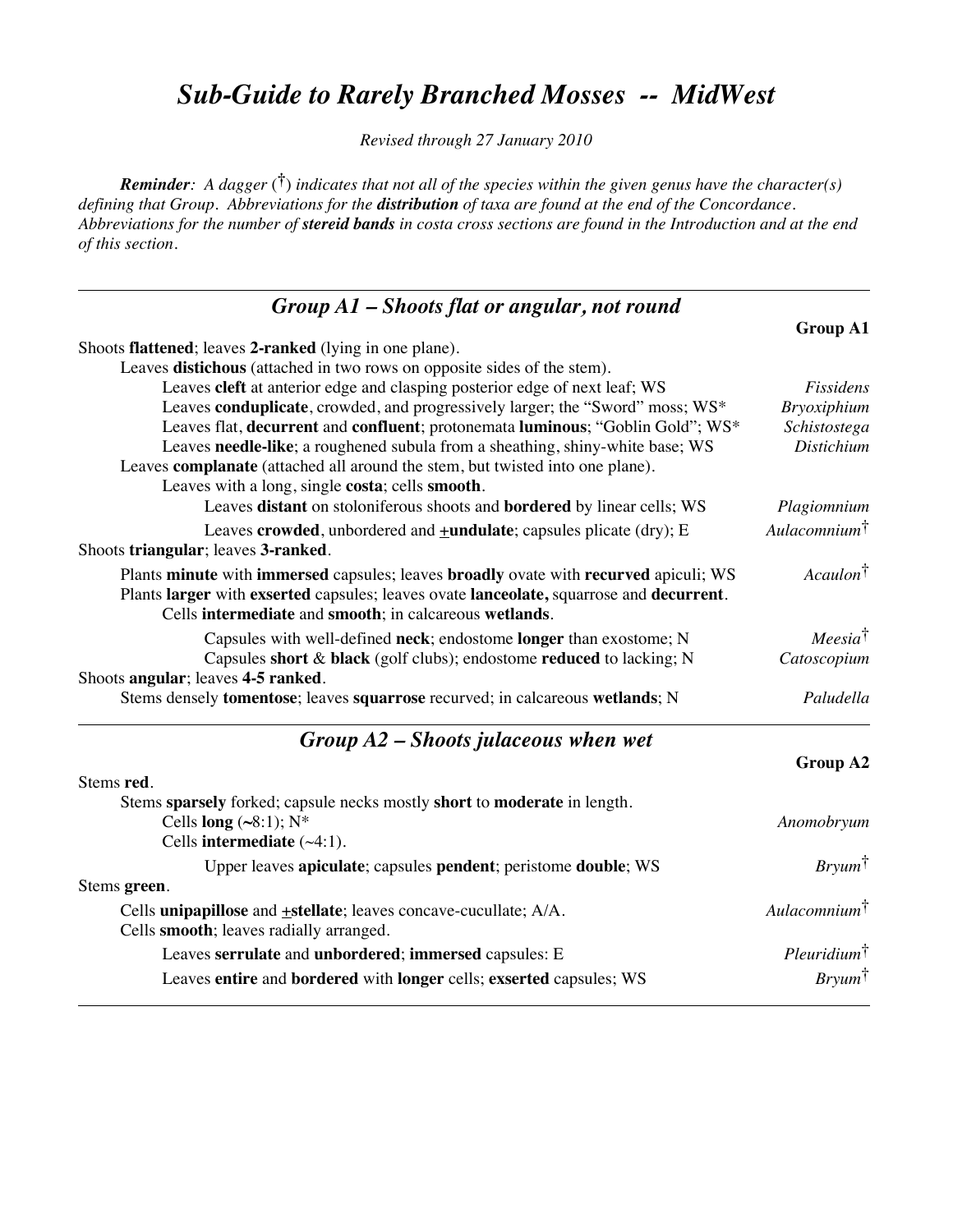# *Sub-Guide to Rarely Branched Mosses -- MidWest*

*Revised through 27 January 2010*

***Reminder**: A dagger (†) indicates that not all of the species within the given genus have the character(s) defining that Group. Abbreviations for the **distribution** of taxa are found at the end of the Concordance. Abbreviations for the number of **stereid bands** in costa cross sections are found in the Introduction and at the end of this section.*

---

## *Group A1 – Shoots flat or angular, not round*

**Group A1**

Shoots **flattened**; leaves **2-ranked** (lying in one plane).
- Leaves **distichous** (attached in two rows on opposite sides of the stem).
  - Leaves **cleft** at anterior edge and clasping posterior edge of next leaf; WS — *Fissidens*
  - Leaves **conduplicate**, crowded, and progressively larger; the "Sword" moss; WS* — *Bryoxiphium*
  - Leaves flat, **decurrent** and **confluent**; protonemata **luminous**; "Goblin Gold"; WS* — *Schistostega*
  - Leaves **needle-like**; a roughened subula from a sheathing, shiny-white base; WS — *Distichium*
- Leaves **complanate** (attached all around the stem, but twisted into one plane).
  - Leaves with a long, single **costa**; cells **smooth**.
    - Leaves **distant** on stoloniferous shoots and **bordered** by linear cells; WS — *Plagiomnium*
    - Leaves **crowded**, unbordered and ±**undulate**; capsules plicate (dry); E — *Aulacomnium*†

Shoots **triangular**; leaves **3-ranked**.
- Plants **minute** with **immersed** capsules; leaves **broadly** ovate with **recurved** apiculi; WS — *Acaulon*†
- Plants **larger** with **exserted** capsules; leaves ovate **lanceolate,** squarrose and **decurrent**.
  - Cells **intermediate** and **smooth**; in calcareous **wetlands**.
    - Capsules with well-defined **neck**; endostome **longer** than exostome; N — *Meesia*†
    - Capsules **short** & **black** (golf clubs); endostome **reduced** to lacking; N — *Catoscopium*

Shoots **angular**; leaves **4-5 ranked**.
- Stems densely **tomentose**; leaves **squarrose** recurved; in calcareous **wetlands**; N — *Paludella*

---

## *Group A2 – Shoots julaceous when wet*

**Group A2**

Stems **red**.
- Stems **sparsely** forked; capsule necks mostly **short** to **moderate** in length.
  - Cells **long** (~8:1); N* — *Anomobryum*
  - Cells **intermediate** (~4:1).
    - Upper leaves **apiculate**; capsules **pendent**; peristome **double**; WS — *Bryum*†

Stems **green**.
- Cells **unipapillose** and ±**stellate**; leaves concave-cucullate; A/A. — *Aulacomnium*†
- Cells **smooth**; leaves radially arranged.
  - Leaves **serrulate** and **unbordered**; **immersed** capsules: E — *Pleuridium*†
  - Leaves **entire** and **bordered** with **longer** cells; **exserted** capsules; WS — *Bryum*†

---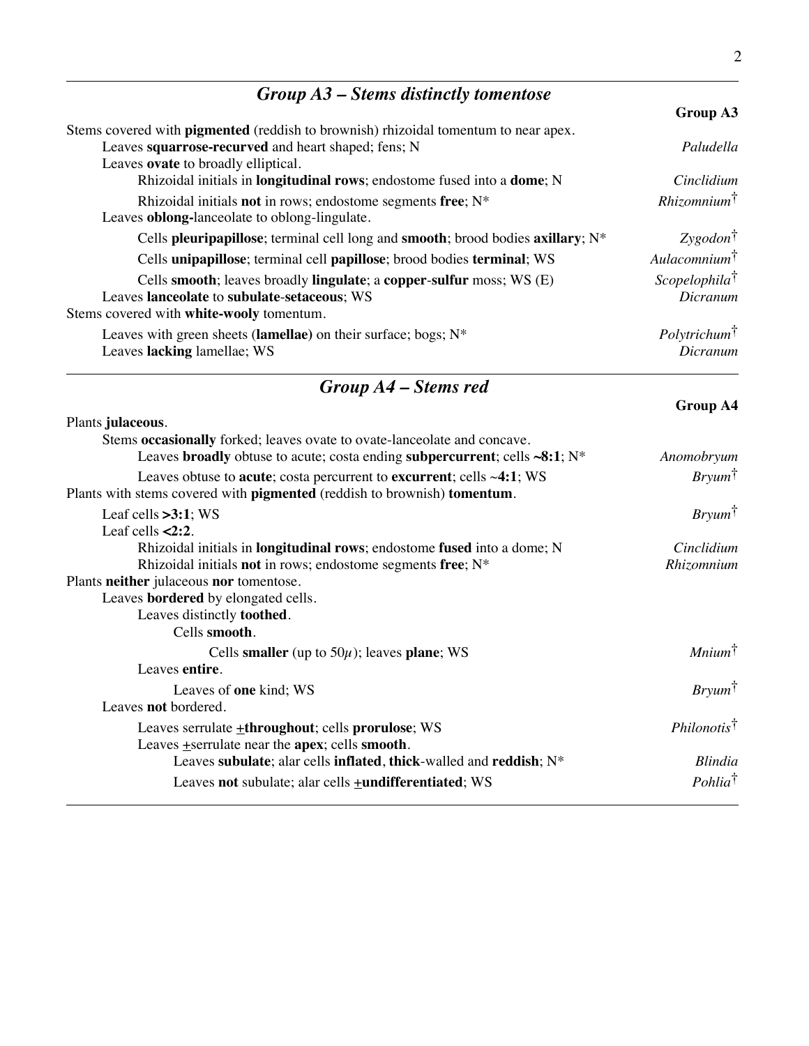## *Group A3 – Stems distinctly tomentose*

**Group A3**

Stems covered with **pigmented** (reddish to brownish) rhizoidal tomentum to near apex.
- Leaves **squarrose-recurved** and heart shaped; fens; N — *Paludella*
- Leaves **ovate** to broadly elliptical.
  - Rhizoidal initials in **longitudinal rows**; endostome fused into a **dome**; N — *Cinclidium*
  - Rhizoidal initials **not** in rows; endostome segments **free**; N* — *Rhizomnium*†
- Leaves **oblong-**lanceolate to oblong-lingulate.
  - Cells **pleuripapillose**; terminal cell long and **smooth**; brood bodies **axillary**; N* — *Zygodon*†
  - Cells **unipapillose**; terminal cell **papillose**; brood bodies **terminal**; WS — *Aulacomnium*†
  - Cells **smooth**; leaves broadly **lingulate**; a **copper**-**sulfur** moss; WS (E) — *Scopelophila*†
- Leaves **lanceolate** to **subulate**-**setaceous**; WS — *Dicranum*

Stems covered with **white-wooly** tomentum.
- Leaves with green sheets (**lamellae)** on their surface; bogs; N* — *Polytrichum*†
- Leaves **lacking** lamellae; WS — *Dicranum*

## *Group A4 – Stems red*

**Group A4**

Plants **julaceous**.
- Stems **occasionally** forked; leaves ovate to ovate-lanceolate and concave.
  - Leaves **broadly** obtuse to acute; costa ending **subpercurrent**; cells **~8:1**; N* — *Anomobryum*
  - Leaves obtuse to **acute**; costa percurrent to **excurrent**; cells ~**4:1**; WS — *Bryum*†

Plants with stems covered with **pigmented** (reddish to brownish) **tomentum**.
- Leaf cells **>3:1**; WS — *Bryum*†
- Leaf cells **<2:2**.
  - Rhizoidal initials in **longitudinal rows**; endostome **fused** into a dome; N — *Cinclidium*
  - Rhizoidal initials **not** in rows; endostome segments **free**; N* — *Rhizomnium*

Plants **neither** julaceous **nor** tomentose.
- Leaves **bordered** by elongated cells.
  - Leaves distinctly **toothed**.
    - Cells **smooth**.
      - Cells **smaller** (up to 50$\mu$); leaves **plane**; WS — *Mnium*†
  - Leaves **entire**.
    - Leaves of **one** kind; WS — *Bryum*†
- Leaves **not** bordered.
  - Leaves serrulate **±throughout**; cells **prorulose**; WS — *Philonotis*†
  - Leaves ±serrulate near the **apex**; cells **smooth**.
    - Leaves **subulate**; alar cells **inflated**, **thick**-walled and **reddish**; N* — *Blindia*
    - Leaves **not** subulate; alar cells **±undifferentiated**; WS — *Pohlia*†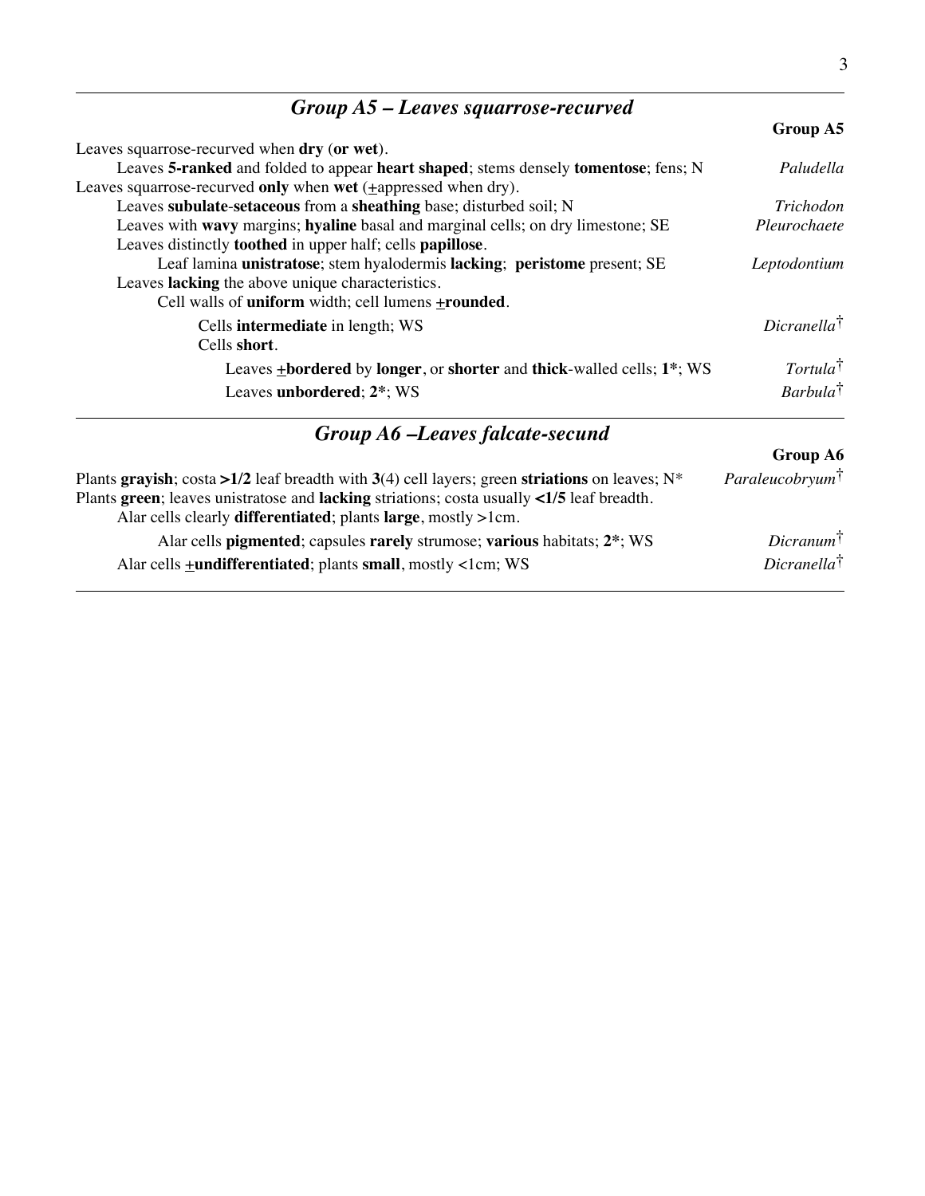## *Group A5 – Leaves squarrose-recurved*

**Group A5**

Leaves squarrose-recurved when **dry** (**or wet**).

- Leaves **5-ranked** and folded to appear **heart shaped**; stems densely **tomentose**; fens; N — *Paludella*

Leaves squarrose-recurved **only** when **wet** (±appressed when dry).

- Leaves **subulate**-**setaceous** from a **sheathing** base; disturbed soil; N — *Trichodon*
- Leaves with **wavy** margins; **hyaline** basal and marginal cells; on dry limestone; SE — *Pleurochaete*
- Leaves distinctly **toothed** in upper half; cells **papillose**.
  - Leaf lamina **unistratose**; stem hyalodermis **lacking**; **peristome** present; SE — *Leptodontium*
- Leaves **lacking** the above unique characteristics.
  - Cell walls of **uniform** width; cell lumens ±**rounded**.
    - Cells **intermediate** in length; WS — *Dicranella*†
    - Cells **short**.
      - Leaves ±**bordered** by **longer**, or **shorter** and **thick**-walled cells; **1***; WS — *Tortula*†
      - Leaves **unbordered**; **2***; WS — *Barbula*†

## *Group A6 –Leaves falcate-secund*

**Group A6**

Plants **grayish**; costa **>1/2** leaf breadth with **3**(4) cell layers; green **striations** on leaves; N* — *Paraleucobryum*†

Plants **green**; leaves unistratose and **lacking** striations; costa usually **<1/5** leaf breadth.

- Alar cells clearly **differentiated**; plants **large**, mostly >1cm.
  - Alar cells **pigmented**; capsules **rarely** strumose; **various** habitats; **2***; WS — *Dicranum*†
- Alar cells ±**undifferentiated**; plants **small**, mostly <1cm; WS — *Dicranella*†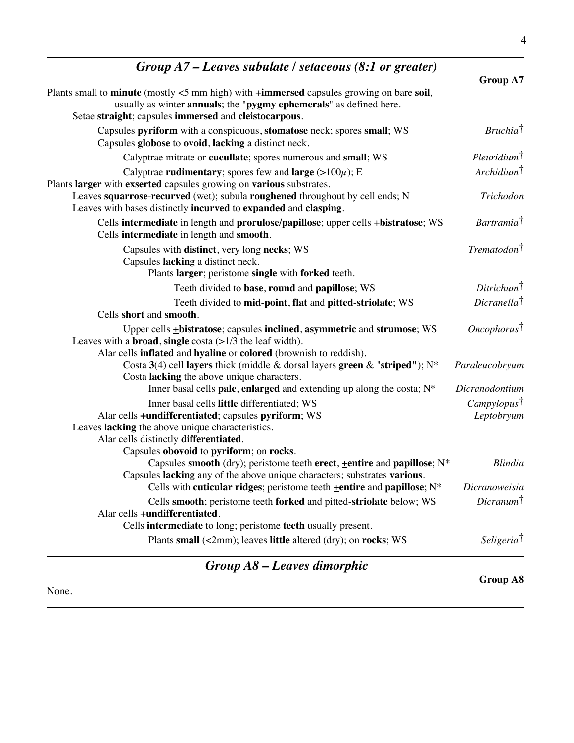## *Group A7 – Leaves subulate / setaceous (8:1 or greater)*

**Group A7**

Plants small to **minute** (mostly <5 mm high) with **±immersed** capsules growing on bare **soil**, usually as winter **annuals**; the "**pygmy ephemerals**" as defined here.

- Setae **straight**; capsules **immersed** and **cleistocarpous**.
  - Capsules **pyriform** with a conspicuous, **stomatose** neck; spores **small**; WS — *Bruchia*†
  - Capsules **globose** to **ovoid**, **lacking** a distinct neck.
    - Calyptrae mitrate or **cucullate**; spores numerous and **small**; WS — *Pleuridium*†
    - Calyptrae **rudimentary**; spores few and **large** (>100$\mu$); E — *Archidium*†

Plants **larger** with **exserted** capsules growing on **various** substrates.

- Leaves **squarrose**-**recurved** (wet); subula **roughened** throughout by cell ends; N — *Trichodon*
- Leaves with bases distinctly **incurved** to **expanded** and **clasping**.
  - Cells **intermediate** in length and **prorulose/papillose**; upper cells **±bistratose**; WS — *Bartramia*†
  - Cells **intermediate** in length and **smooth**.
    - Capsules with **distinct**, very long **necks**; WS — *Trematodon*†
    - Capsules **lacking** a distinct neck.
      - Plants **larger**; peristome **single** with **forked** teeth.
        - Teeth divided to **base**, **round** and **papillose**; WS — *Ditrichum*†
        - Teeth divided to **mid**-**point**, **flat** and **pitted**-**striolate**; WS — *Dicranella*†
  - Cells **short** and **smooth**.
    - Upper cells **±bistratose**; capsules **inclined**, **asymmetric** and **strumose**; WS — *Oncophorus*†
- Leaves with a **broad**, **single** costa (>1/3 the leaf width).
  - Alar cells **inflated** and **hyaline** or **colored** (brownish to reddish).
    - Costa **3**(4) cell **layers** thick (middle & dorsal layers **green** & "**striped**"); N* — *Paraleucobryum*
    - Costa **lacking** the above unique characters.
      - Inner basal cells **pale**, **enlarged** and extending up along the costa; N* — *Dicranodontium*
      - Inner basal cells **little** differentiated; WS — *Campylopus*†
  - Alar cells **±undifferentiated**; capsules **pyriform**; WS — *Leptobryum*
- Leaves **lacking** the above unique characteristics.
  - Alar cells distinctly **differentiated**.
    - Capsules **obovoid** to **pyriform**; on **rocks**.
      - Capsules **smooth** (dry); peristome teeth **erect**, **±entire** and **papillose**; N* — *Blindia*
    - Capsules **lacking** any of the above unique characters; substrates **various**.
      - Cells with **cuticular ridges**; peristome teeth **±entire** and **papillose**; N* — *Dicranoweisia*
      - Cells **smooth**; peristome teeth **forked** and pitted-**striolate** below; WS — *Dicranum*†
  - Alar cells **±undifferentiated**.
    - Cells **intermediate** to long; peristome **teeth** usually present.
      - Plants **small** (<2mm); leaves **little** altered (dry); on **rocks**; WS — *Seligeria*†

## *Group A8 – Leaves dimorphic*

**Group A8**

None.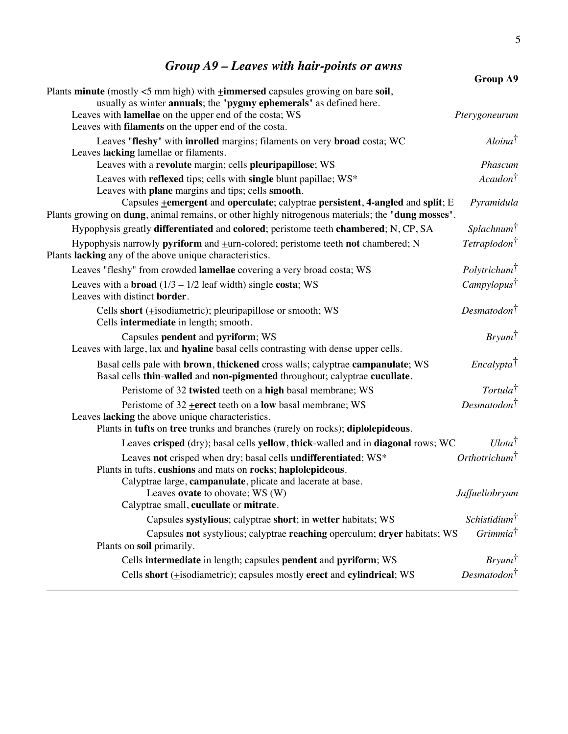## *Group A9 – Leaves with hair-points or awns*

**Group A9**

Plants **minute** (mostly <5 mm high) with ±**immersed** capsules growing on bare **soil**, usually as winter **annuals**; the "**pygmy ephemerals**" as defined here.

- Leaves with **lamellae** on the upper end of the costa; WS — *Pterygoneurum*
- Leaves with **filaments** on the upper end of the costa.
  - Leaves "**fleshy**" with **inrolled** margins; filaments on very **broad** costa; WC — *Aloina*†
- Leaves **lacking** lamellae or filaments.
  - Leaves with a **revolute** margin; cells **pleuripapillose**; WS — *Phascum*
  - Leaves with **reflexed** tips; cells with **single** blunt papillae; WS* — *Acaulon*†
  - Leaves with **plane** margins and tips; cells **smooth**.
    - Capsules ±**emergent** and **operculate**; calyptrae **persistent**, **4-angled** and **split**; E — *Pyramidula*

Plants growing on **dung**, animal remains, or other highly nitrogenous materials; the "**dung mosses**".

- Hypophysis greatly **differentiated** and **colored**; peristome teeth **chambered**; N, CP, SA — *Splachnum*†
- Hypophysis narrowly **pyriform** and ±urn-colored; peristome teeth **not** chambered; N — *Tetraplodon*†

Plants **lacking** any of the above unique characteristics.

- Leaves "fleshy" from crowded **lamellae** covering a very broad costa; WS — *Polytrichum*†
- Leaves with a **broad** (1/3 – 1/2 leaf width) single **costa**; WS — *Campylopus*†
- Leaves with distinct **border**.
  - Cells **short** (±isodiametric); pleuripapillose or smooth; WS — *Desmatodon*†
  - Cells **intermediate** in length; smooth.
    - Capsules **pendent** and **pyriform**; WS — *Bryum*†
- Leaves with large, lax and **hyaline** basal cells contrasting with dense upper cells.
  - Basal cells pale with **brown**, **thickened** cross walls; calyptrae **campanulate**; WS — *Encalypta*†
  - Basal cells **thin**-**walled** and **non-pigmented** throughout; calyptrae **cucullate**.
    - Peristome of 32 **twisted** teeth on a **high** basal membrane; WS — *Tortula*†
    - Peristome of 32 ±**erect** teeth on a **low** basal membrane; WS — *Desmatodon*†
- Leaves **lacking** the above unique characteristics.
  - Plants in **tufts** on **tree** trunks and branches (rarely on rocks); **diplolepideous**.
    - Leaves **crisped** (dry); basal cells **yellow**, **thick**-walled and in **diagonal** rows; WC — *Ulota*†
    - Leaves **not** crisped when dry; basal cells **undifferentiated**; WS* — *Orthotrichum*†
  - Plants in tufts, **cushions** and mats on **rocks**; **haplolepideous**.
    - Calyptrae large, **campanulate**, plicate and lacerate at base.
      - Leaves **ovate** to obovate; WS (W) — *Jaffueliobryum*
    - Calyptrae small, **cucullate** or **mitrate**.
      - Capsules **systylious**; calyptrae **short**; in **wetter** habitats; WS — *Schistidium*†
      - Capsules **not** systylious; calyptrae **reaching** operculum; **dryer** habitats; WS — *Grimmia*†
  - Plants on **soil** primarily.
    - Cells **intermediate** in length; capsules **pendent** and **pyriform**; WS — *Bryum*†
    - Cells **short** (±isodiametric); capsules mostly **erect** and **cylindrical**; WS — *Desmatodon*†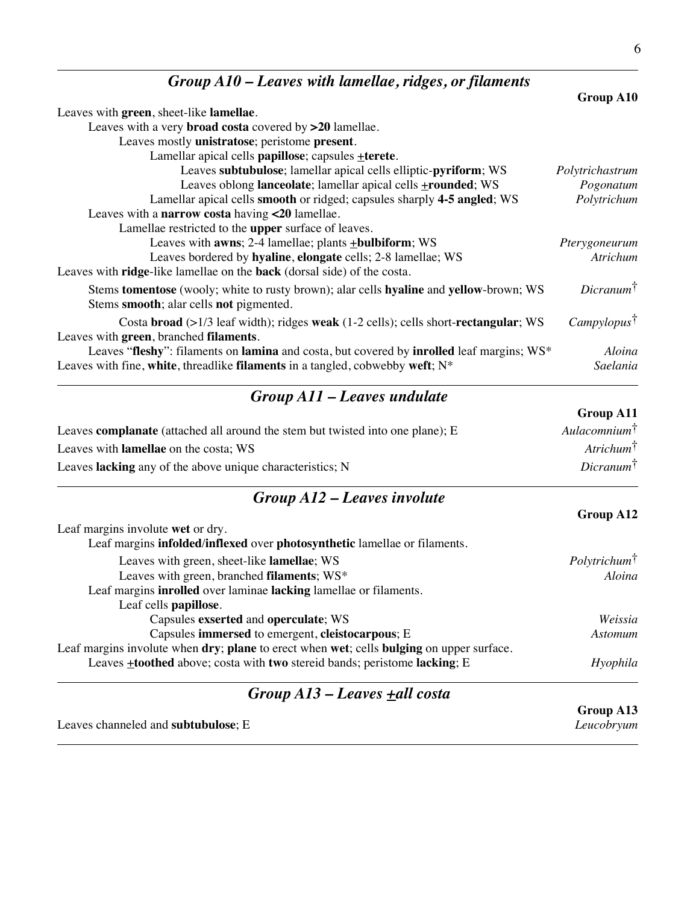## *Group A10 – Leaves with lamellae, ridges, or filaments*

**Group A10**

Leaves with **green**, sheet-like **lamellae**.
- Leaves with a very **broad costa** covered by **>20** lamellae.
  - Leaves mostly **unistratose**; peristome **present**.
    - Lamellar apical cells **papillose**; capsules **±terete**.
      - Leaves **subtubulose**; lamellar apical cells elliptic-**pyriform**; WS — *Polytrichastrum*
      - Leaves oblong **lanceolate**; lamellar apical cells **±rounded**; WS — *Pogonatum*
    - Lamellar apical cells **smooth** or ridged; capsules sharply **4-5 angled**; WS — *Polytrichum*
- Leaves with a **narrow costa** having **<20** lamellae.
  - Lamellae restricted to the **upper** surface of leaves.
    - Leaves with **awns**; 2-4 lamellae; plants **±bulbiform**; WS — *Pterygoneurum*
    - Leaves bordered by **hyaline**, **elongate** cells; 2-8 lamellae; WS — *Atrichum*

Leaves with **ridge**-like lamellae on the **back** (dorsal side) of the costa.
- Stems **tomentose** (wooly; white to rusty brown); alar cells **hyaline** and **yellow**-brown; WS — *Dicranum*†
- Stems **smooth**; alar cells **not** pigmented.
  - Costa **broad** (>1/3 leaf width); ridges **weak** (1-2 cells); cells short-**rectangular**; WS — *Campylopus*†

Leaves with **green**, branched **filaments**.
- Leaves "**fleshy**": filaments on **lamina** and costa, but covered by **inrolled** leaf margins; WS* — *Aloina*

Leaves with fine, **white**, threadlike **filaments** in a tangled, cobwebby **weft**; N* — *Saelania*

## *Group A11 – Leaves undulate*

**Group A11**

Leaves **complanate** (attached all around the stem but twisted into one plane); E — *Aulacomnium*†

Leaves with **lamellae** on the costa; WS — *Atrichum*†

Leaves **lacking** any of the above unique characteristics; N — *Dicranum*†

## *Group A12 – Leaves involute*

**Group A12**

Leaf margins involute **wet** or dry.
- Leaf margins **infolded/inflexed** over **photosynthetic** lamellae or filaments.
  - Leaves with green, sheet-like **lamellae**; WS — *Polytrichum*†
  - Leaves with green, branched **filaments**; WS* — *Aloina*
- Leaf margins **inrolled** over laminae **lacking** lamellae or filaments.
  - Leaf cells **papillose**.
    - Capsules **exserted** and **operculate**; WS — *Weissia*
    - Capsules **immersed** to emergent, **cleistocarpous**; E — *Astomum*

Leaf margins involute when **dry**; **plane** to erect when **wet**; cells **bulging** on upper surface.
- Leaves **±toothed** above; costa with **two** stereid bands; peristome **lacking**; E — *Hyophila*

## *Group A13 – Leaves ±all costa*

**Group A13**

Leaves channeled and **subtubulose**; E — *Leucobryum*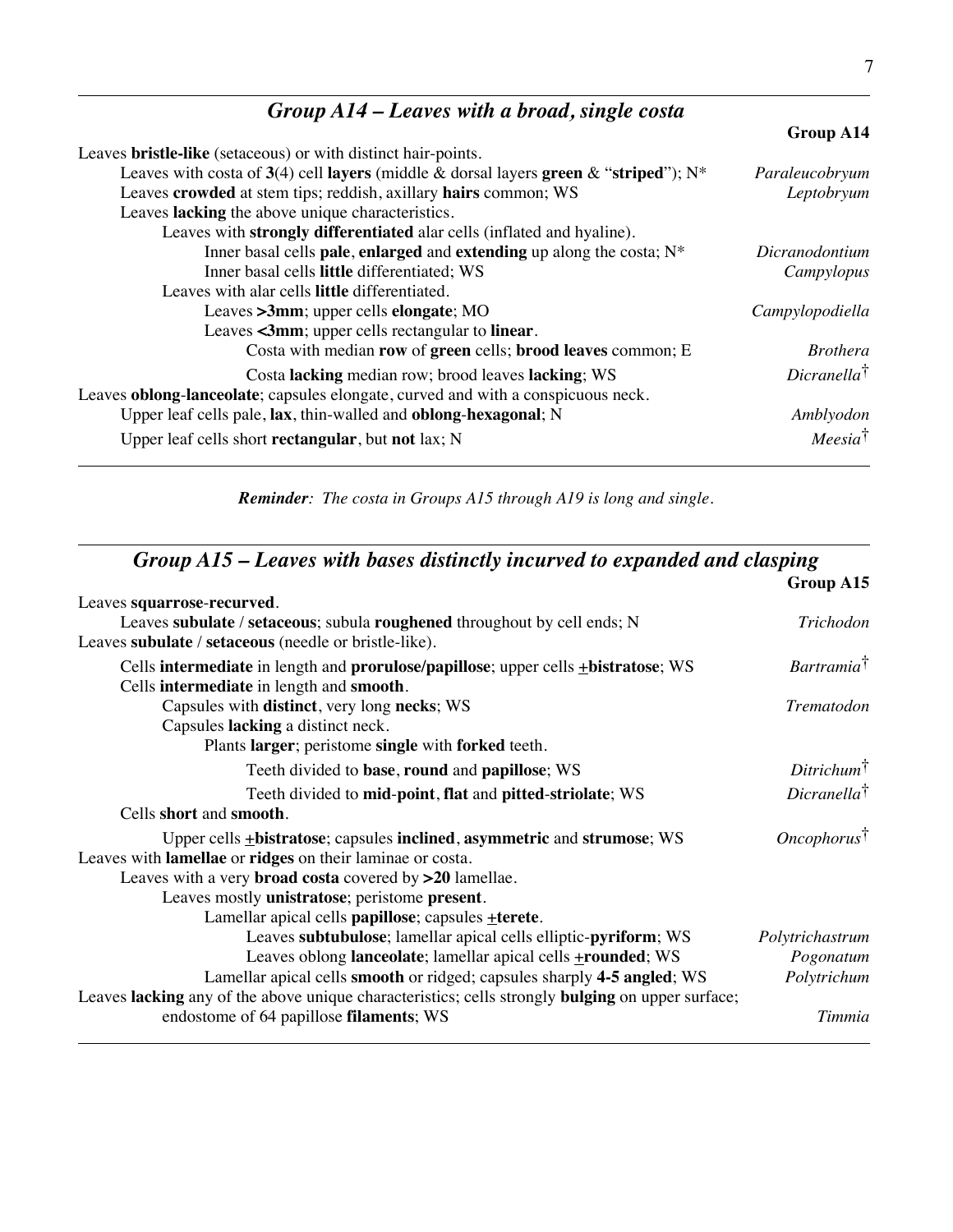## *Group A14 – Leaves with a broad, single costa*

| | **Group A14** |
|---|---|
| Leaves **bristle-like** (setaceous) or with distinct hair-points. | |
| Leaves with costa of **3**(4) cell **layers** (middle & dorsal layers **green** & "**striped**"); N* | *Paraleucobryum* |
| Leaves **crowded** at stem tips; reddish, axillary **hairs** common; WS | *Leptobryum* |
| Leaves **lacking** the above unique characteristics. | |
| Leaves with **strongly differentiated** alar cells (inflated and hyaline). | |
| Inner basal cells **pale**, **enlarged** and **extending** up along the costa; N* | *Dicranodontium* |
| Inner basal cells **little** differentiated; WS | *Campylopus* |
| Leaves with alar cells **little** differentiated. | |
| Leaves **>3mm**; upper cells **elongate**; MO | *Campylopodiella* |
| Leaves **<3mm**; upper cells rectangular to **linear**. | |
| Costa with median **row** of **green** cells; **brood leaves** common; E | *Brothera* |
| Costa **lacking** median row; brood leaves **lacking**; WS | *Dicranella*† |
| Leaves **oblong**-**lanceolate**; capsules elongate, curved and with a conspicuous neck. | |
| Upper leaf cells pale, **lax**, thin-walled and **oblong**-**hexagonal**; N | *Amblyodon* |
| Upper leaf cells short **rectangular**, but **not** lax; N | *Meesia*† |

***Reminder**: The costa in Groups A15 through A19 is long and single.*

## *Group A15 – Leaves with bases distinctly incurved to expanded and clasping*

| | **Group A15** |
|---|---|
| Leaves **squarrose**-**recurved**. | |
| Leaves **subulate** / **setaceous**; subula **roughened** throughout by cell ends; N | *Trichodon* |
| Leaves **subulate** / **setaceous** (needle or bristle-like). | |
| Cells **intermediate** in length and **prorulose/papillose**; upper cells **±bistratose**; WS | *Bartramia*† |
| Cells **intermediate** in length and **smooth**. | |
| Capsules with **distinct**, very long **necks**; WS | *Trematodon* |
| Capsules **lacking** a distinct neck. | |
| Plants **larger**; peristome **single** with **forked** teeth. | |
| Teeth divided to **base**, **round** and **papillose**; WS | *Ditrichum*† |
| Teeth divided to **mid**-**point**, **flat** and **pitted**-**striolate**; WS | *Dicranella*† |
| Cells **short** and **smooth**. | |
| Upper cells **±bistratose**; capsules **inclined**, **asymmetric** and **strumose**; WS | *Oncophorus*† |
| Leaves with **lamellae** or **ridges** on their laminae or costa. | |
| Leaves with a very **broad costa** covered by **>20** lamellae. | |
| Leaves mostly **unistratose**; peristome **present**. | |
| Lamellar apical cells **papillose**; capsules **±terete**. | |
| Leaves **subtubulose**; lamellar apical cells elliptic-**pyriform**; WS | *Polytrichastrum* |
| Leaves oblong **lanceolate**; lamellar apical cells **±rounded**; WS | *Pogonatum* |
| Lamellar apical cells **smooth** or ridged; capsules sharply **4-5 angled**; WS | *Polytrichum* |
| Leaves **lacking** any of the above unique characteristics; cells strongly **bulging** on upper surface; endostome of 64 papillose **filaments**; WS | *Timmia* |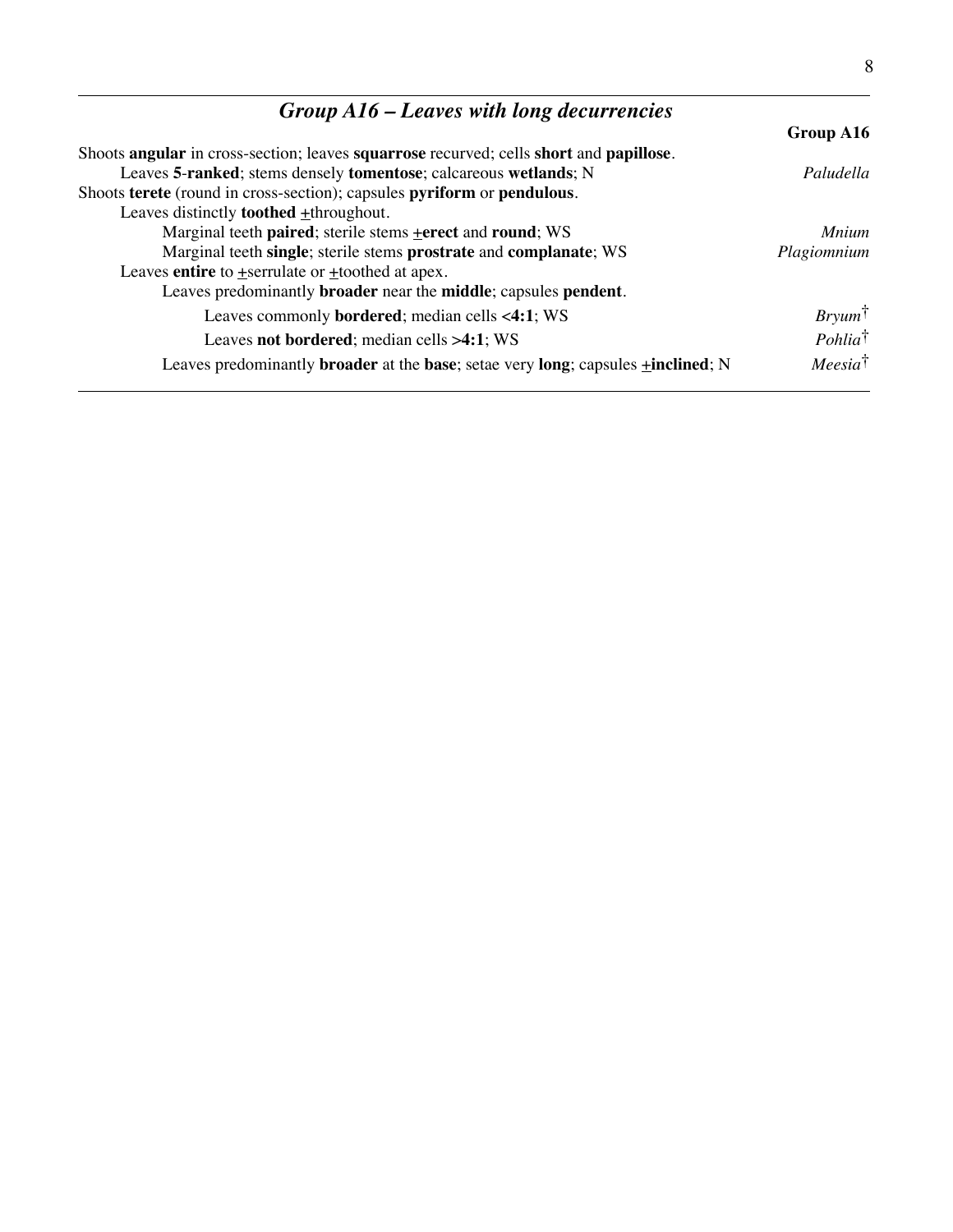## *Group A16 – Leaves with long decurrencies*

**Group A16**

Shoots **angular** in cross-section; leaves **squarrose** recurved; cells **short** and **papillose**.
- Leaves **5**-**ranked**; stems densely **tomentose**; calcareous **wetlands**; N — *Paludella*

Shoots **terete** (round in cross-section); capsules **pyriform** or **pendulous**.
- Leaves distinctly **toothed** ±throughout.
  - Marginal teeth **paired**; sterile stems **±erect** and **round**; WS — *Mnium*
  - Marginal teeth **single**; sterile stems **prostrate** and **complanate**; WS — *Plagiomnium*
- Leaves **entire** to ±serrulate or ±toothed at apex.
  - Leaves predominantly **broader** near the **middle**; capsules **pendent**.
    - Leaves commonly **bordered**; median cells **<4:1**; WS — *Bryum*†
    - Leaves **not bordered**; median cells **>4:1**; WS — *Pohlia*†
  - Leaves predominantly **broader** at the **base**; setae very **long**; capsules **±inclined**; N — *Meesia*†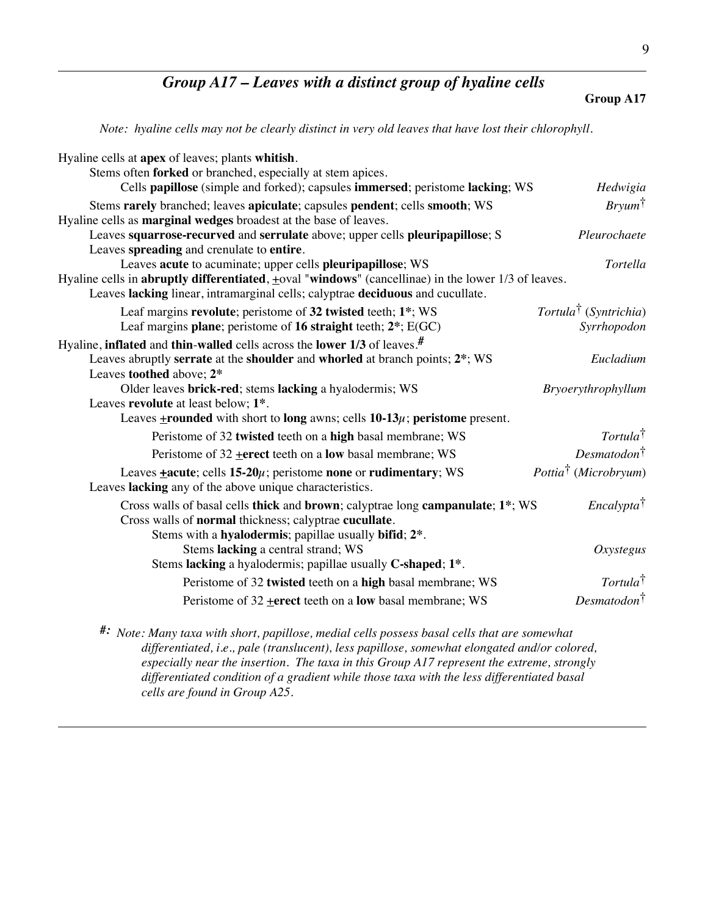## *Group A17 – Leaves with a distinct group of hyaline cells*

**Group A17**

*Note: hyaline cells may not be clearly distinct in very old leaves that have lost their chlorophyll.*

Hyaline cells at **apex** of leaves; plants **whitish**.
- Stems often **forked** or branched, especially at stem apices.
  - Cells **papillose** (simple and forked); capsules **immersed**; peristome **lacking**; WS — *Hedwigia*
- Stems **rarely** branched; leaves **apiculate**; capsules **pendent**; cells **smooth**; WS — *Bryum*†

Hyaline cells as **marginal wedges** broadest at the base of leaves.
- Leaves **squarrose-recurved** and **serrulate** above; upper cells **pleuripapillose**; S — *Pleurochaete*
- Leaves **spreading** and crenulate to **entire**.
  - Leaves **acute** to acuminate; upper cells **pleuripapillose**; WS — *Tortella*

Hyaline cells in **abruptly differentiated**, ±oval "**windows**" (cancellinae) in the lower 1/3 of leaves.
- Leaves **lacking** linear, intramarginal cells; calyptrae **deciduous** and cucullate.
  - Leaf margins **revolute**; peristome of **32 twisted** teeth; **1***; WS — *Tortula*† (*Syntrichia*)
  - Leaf margins **plane**; peristome of **16 straight** teeth; **2***; E(GC) — *Syrrhopodon*

Hyaline, **inflated** and **thin**-walled cells across the **lower 1/3** of leaves.**#**
- Leaves abruptly **serrate** at the **shoulder** and **whorled** at branch points; **2***; WS — *Eucladium*
- Leaves **toothed** above; **2***
  - Older leaves **brick-red**; stems **lacking** a hyalodermis; WS — *Bryoerythrophyllum*
- Leaves **revolute** at least below; **1***.
  - Leaves **±rounded** with short to **long** awns; cells **10-13μ**; **peristome** present.
    - Peristome of 32 **twisted** teeth on a **high** basal membrane; WS — *Tortula*†
    - Peristome of 32 **±erect** teeth on a **low** basal membrane; WS — *Desmatodon*†
  - Leaves **±acute**; cells **15-20μ**; peristome **none** or **rudimentary**; WS — *Pottia*† (*Microbryum*)
- Leaves **lacking** any of the above unique characteristics.
  - Cross walls of basal cells **thick** and **brown**; calyptrae long **campanulate**; **1***; WS — *Encalypta*†
  - Cross walls of **normal** thickness; calyptrae **cucullate**.
    - Stems with a **hyalodermis**; papillae usually **bifid**; **2***.
      - Stems **lacking** a central strand; WS — *Oxystegus*
    - Stems **lacking** a hyalodermis; papillae usually **C-shaped**; **1***.
      - Peristome of 32 **twisted** teeth on a **high** basal membrane; WS — *Tortula*†
      - Peristome of 32 **±erect** teeth on a **low** basal membrane; WS — *Desmatodon*†

***#:** Note: Many taxa with short, papillose, medial cells possess basal cells that are somewhat differentiated, i.e., pale (translucent), less papillose, somewhat elongated and/or colored, especially near the insertion. The taxa in this Group A17 represent the extreme, strongly differentiated condition of a gradient while those taxa with the less differentiated basal cells are found in Group A25.*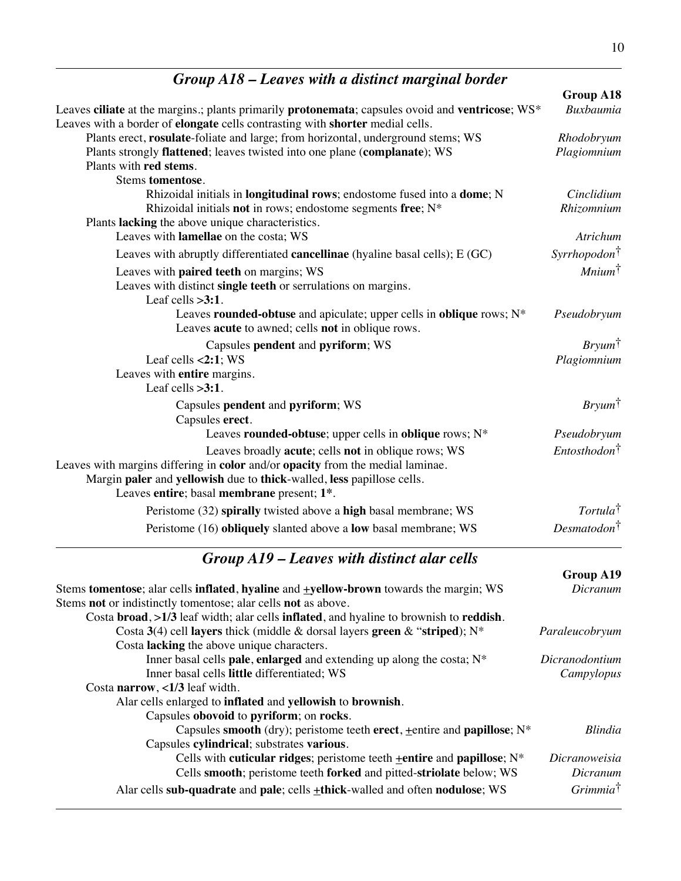## *Group A18 – Leaves with a distinct marginal border*

| | **Group A18** |
|---|---|
| Leaves **ciliate** at the margins.; plants primarily **protonemata**; capsules ovoid and **ventricose**; WS* | *Buxbaumia* |
| Leaves with a border of **elongate** cells contrasting with **shorter** medial cells. | |
| Plants erect, **rosulate**-foliate and large; from horizontal, underground stems; WS | *Rhodobryum* |
| Plants strongly **flattened**; leaves twisted into one plane (**complanate**); WS | *Plagiomnium* |
| Plants with **red stems**. | |
| Stems **tomentose**. | |
| Rhizoidal initials in **longitudinal rows**; endostome fused into a **dome**; N | *Cinclidium* |
| Rhizoidal initials **not** in rows; endostome segments **free**; N* | *Rhizomnium* |
| Plants **lacking** the above unique characteristics. | |
| Leaves with **lamellae** on the costa; WS | *Atrichum* |
| Leaves with abruptly differentiated **cancellinae** (hyaline basal cells); E (GC) | *Syrrhopodon*† |
| Leaves with **paired teeth** on margins; WS | *Mnium*† |
| Leaves with distinct **single teeth** or serrulations on margins. | |
| Leaf cells **>3:1**. | |
| Leaves **rounded-obtuse** and apiculate; upper cells in **oblique** rows; N* | *Pseudobryum* |
| Leaves **acute** to awned; cells **not** in oblique rows. | |
| Capsules **pendent** and **pyriform**; WS | *Bryum*† |
| Leaf cells **<2:1**; WS | *Plagiomnium* |
| Leaves with **entire** margins. | |
| Leaf cells **>3:1**. | |
| Capsules **pendent** and **pyriform**; WS | *Bryum*† |
| Capsules **erect**. | |
| Leaves **rounded-obtuse**; upper cells in **oblique** rows; N* | *Pseudobryum* |
| Leaves broadly **acute**; cells **not** in oblique rows; WS | *Entosthodon*† |
| Leaves with margins differing in **color** and/or **opacity** from the medial laminae. | |
| Margin **paler** and **yellowish** due to **thick**-walled, **less** papillose cells. | |
| Leaves **entire**; basal **membrane** present; **1***. | |
| Peristome (32) **spirally** twisted above a **high** basal membrane; WS | *Tortula*† |
| Peristome (16) **obliquely** slanted above a **low** basal membrane; WS | *Desmatodon*† |

## *Group A19 – Leaves with distinct alar cells*

| | **Group A19** |
|---|---|
| Stems **tomentose**; alar cells **inflated**, **hyaline** and **±yellow-brown** towards the margin; WS | *Dicranum* |
| Stems **not** or indistinctly tomentose; alar cells **not** as above. | |
| Costa **broad**, **>1/3** leaf width; alar cells **inflated**, and hyaline to brownish to **reddish**. | |
| Costa **3**(4) cell **layers** thick (middle & dorsal layers **green** & "**striped**); N* | *Paraleucobryum* |
| Costa **lacking** the above unique characters. | |
| Inner basal cells **pale**, **enlarged** and extending up along the costa; N* | *Dicranodontium* |
| Inner basal cells **little** differentiated; WS | *Campylopus* |
| Costa **narrow**, **<1/3** leaf width. | |
| Alar cells enlarged to **inflated** and **yellowish** to **brownish**. | |
| Capsules **obovoid** to **pyriform**; on **rocks**. | |
| Capsules **smooth** (dry); peristome teeth **erect**, ±entire and **papillose**; N* | *Blindia* |
| Capsules **cylindrical**; substrates **various**. | |
| Cells with **cuticular ridges**; peristome teeth **±entire** and **papillose**; N* | *Dicranoweisia* |
| Cells **smooth**; peristome teeth **forked** and pitted-**striolate** below; WS | *Dicranum* |
| Alar cells **sub-quadrate** and **pale**; cells **±thick**-walled and often **nodulose**; WS | *Grimmia*† |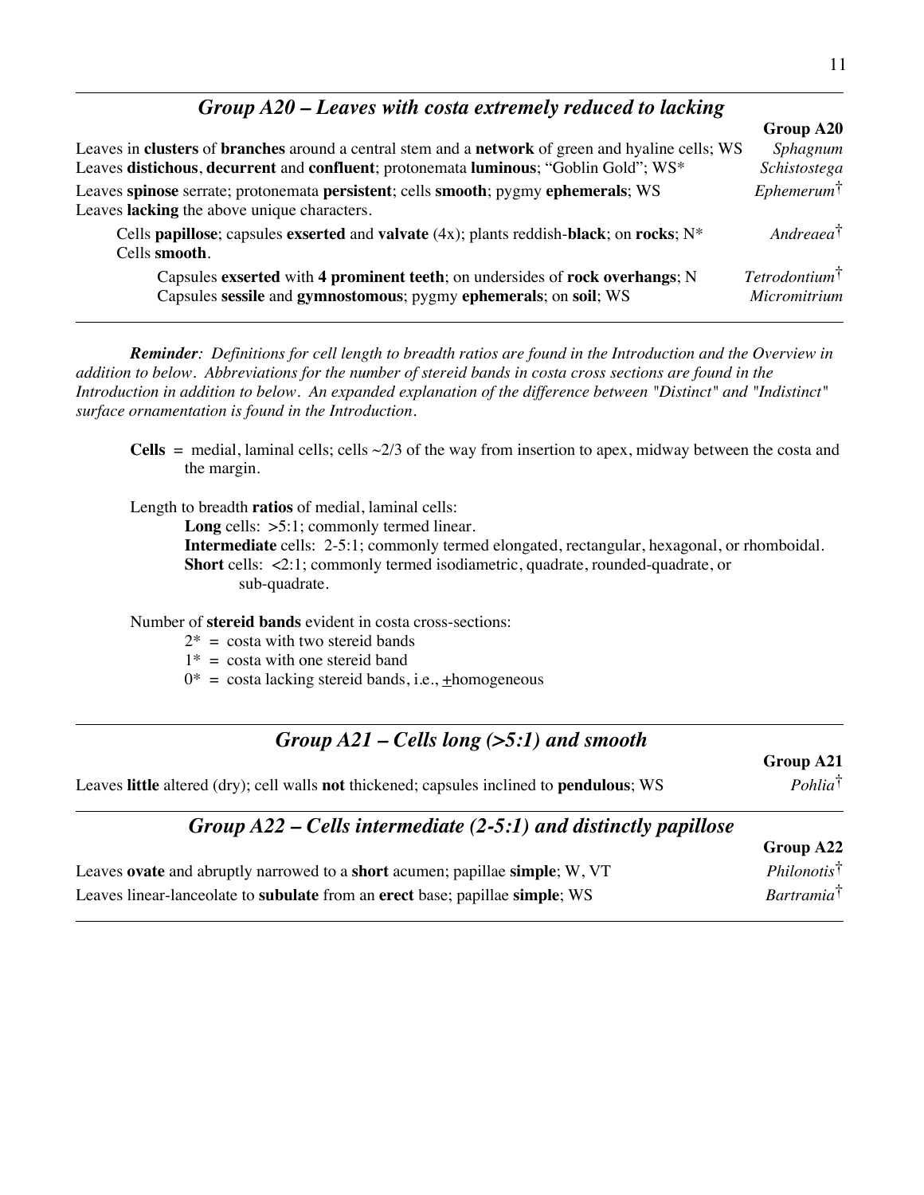## *Group A20 – Leaves with costa extremely reduced to lacking*

| | **Group A20** |
|---|---|
| Leaves in **clusters** of **branches** around a central stem and a **network** of green and hyaline cells; WS | *Sphagnum* |
| Leaves **distichous**, **decurrent** and **confluent**; protonemata **luminous**; "Goblin Gold"; WS* | *Schistostega* |
| Leaves **spinose** serrate; protonemata **persistent**; cells **smooth**; pygmy **ephemerals**; WS | *Ephemerum*† |
| Leaves **lacking** the above unique characters. | |
| &nbsp;&nbsp;&nbsp;&nbsp;Cells **papillose**; capsules **exserted** and **valvate** (4x); plants reddish-**black**; on **rocks**; N* | *Andreaea*† |
| &nbsp;&nbsp;&nbsp;&nbsp;Cells **smooth**. | |
| &nbsp;&nbsp;&nbsp;&nbsp;&nbsp;&nbsp;&nbsp;&nbsp;Capsules **exserted** with **4 prominent teeth**; on undersides of **rock overhangs**; N | *Tetrodontium*† |
| &nbsp;&nbsp;&nbsp;&nbsp;&nbsp;&nbsp;&nbsp;&nbsp;Capsules **sessile** and **gymnostomous**; pygmy **ephemerals**; on **soil**; WS | *Micromitrium* |

***Reminder**: Definitions for cell length to breadth ratios are found in the Introduction and the Overview in addition to below. Abbreviations for the number of stereid bands in costa cross sections are found in the Introduction in addition to below. An expanded explanation of the difference between "Distinct" and "Indistinct" surface ornamentation is found in the Introduction.*

**Cells** = medial, laminal cells; cells ~2/3 of the way from insertion to apex, midway between the costa and the margin.

Length to breadth **ratios** of medial, laminal cells:
- **Long** cells: >5:1; commonly termed linear.
- **Intermediate** cells: 2-5:1; commonly termed elongated, rectangular, hexagonal, or rhomboidal.
- **Short** cells: <2:1; commonly termed isodiametric, quadrate, rounded-quadrate, or sub-quadrate.

Number of **stereid bands** evident in costa cross-sections:
- 2* = costa with two stereid bands
- 1* = costa with one stereid band
- 0* = costa lacking stereid bands, i.e., ±homogeneous

## *Group A21 – Cells long (>5:1) and smooth*

| | **Group A21** |
|---|---|
| Leaves **little** altered (dry); cell walls **not** thickened; capsules inclined to **pendulous**; WS | *Pohlia*† |

## *Group A22 – Cells intermediate (2-5:1) and distinctly papillose*

| | **Group A22** |
|---|---|
| Leaves **ovate** and abruptly narrowed to a **short** acumen; papillae **simple**; W, VT | *Philonotis*† |
| Leaves linear-lanceolate to **subulate** from an **erect** base; papillae **simple**; WS | *Bartramia*† |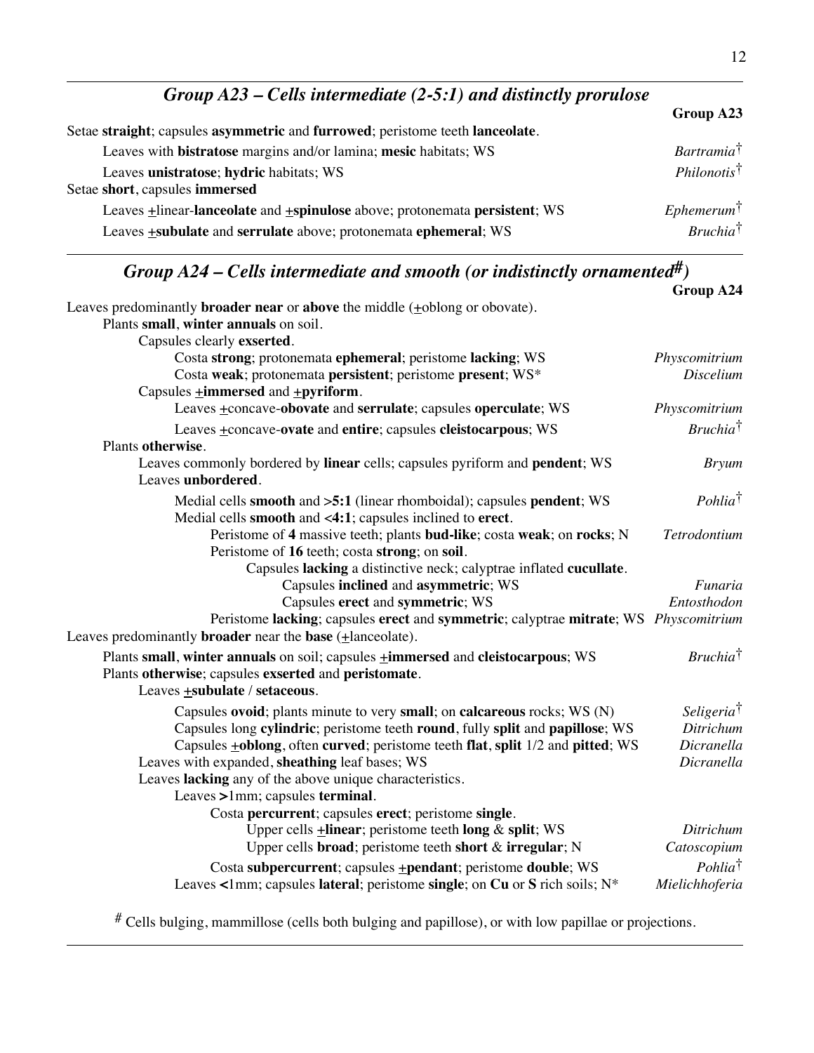## *Group A23 – Cells intermediate (2-5:1) and distinctly prorulose*

**Group A23**

Setae **straight**; capsules **asymmetric** and **furrowed**; peristome teeth **lanceolate**.

- Leaves with **bistratose** margins and/or lamina; **mesic** habitats; WS — *Bartramia*†
- Leaves **unistratose**; **hydric** habitats; WS — *Philonotis*†

Setae **short**, capsules **immersed**

- Leaves ±linear-**lanceolate** and ±**spinulose** above; protonemata **persistent**; WS — *Ephemerum*†
- Leaves ±**subulate** and **serrulate** above; protonemata **ephemeral**; WS — *Bruchia*†

## *Group A24 – Cells intermediate and smooth (or indistinctly ornamented#)*

**Group A24**

Leaves predominantly **broader near** or **above** the middle (±oblong or obovate).

- Plants **small**, **winter annuals** on soil.
  - Capsules clearly **exserted**.
    - Costa **strong**; protonemata **ephemeral**; peristome **lacking**; WS — *Physcomitrium*
    - Costa **weak**; protonemata **persistent**; peristome **present**; WS* — *Discelium*
  - Capsules ±**immersed** and ±**pyriform**.
    - Leaves ±concave-**obovate** and **serrulate**; capsules **operculate**; WS — *Physcomitrium*
    - Leaves ±concave-**ovate** and **entire**; capsules **cleistocarpous**; WS — *Bruchia*†
- Plants **otherwise**.
  - Leaves commonly bordered by **linear** cells; capsules pyriform and **pendent**; WS — *Bryum*
  - Leaves **unbordered**.
    - Medial cells **smooth** and **>5:1** (linear rhomboidal); capsules **pendent**; WS — *Pohlia*†
    - Medial cells **smooth** and **<4:1**; capsules inclined to **erect**.
      - Peristome of **4** massive teeth; plants **bud-like**; costa **weak**; on **rocks**; N — *Tetrodontium*
      - Peristome of **16** teeth; costa **strong**; on **soil**.
        - Capsules **lacking** a distinctive neck; calyptrae inflated **cucullate**.
          - Capsules **inclined** and **asymmetric**; WS — *Funaria*
          - Capsules **erect** and **symmetric**; WS — *Entosthodon*
      - Peristome **lacking**; capsules **erect** and **symmetric**; calyptrae **mitrate**; WS — *Physcomitrium*

Leaves predominantly **broader** near the **base** (±lanceolate).

- Plants **small**, **winter annuals** on soil; capsules ±**immersed** and **cleistocarpous**; WS — *Bruchia*†
- Plants **otherwise**; capsules **exserted** and **peristomate**.
  - Leaves ±**subulate** / **setaceous**.
    - Capsules **ovoid**; plants minute to very **small**; on **calcareous** rocks; WS (N) — *Seligeria*†
    - Capsules long **cylindric**; peristome teeth **round**, fully **split** and **papillose**; WS — *Ditrichum*
    - Capsules ±**oblong**, often **curved**; peristome teeth **flat**, **split** 1/2 and **pitted**; WS — *Dicranella*
  - Leaves with expanded, **sheathing** leaf bases; WS — *Dicranella*
  - Leaves **lacking** any of the above unique characteristics.
    - Leaves **>**1mm; capsules **terminal**.
      - Costa **percurrent**; capsules **erect**; peristome **single**.
        - Upper cells ±**linear**; peristome teeth **long** & **split**; WS — *Ditrichum*
        - Upper cells **broad**; peristome teeth **short** & **irregular**; N — *Catoscopium*
      - Costa **subpercurrent**; capsules ±**pendant**; peristome **double**; WS — *Pohlia*†
    - Leaves **<**1mm; capsules **lateral**; peristome **single**; on **Cu** or **S** rich soils; N* — *Mielichhoferia*

# Cells bulging, mammillose (cells both bulging and papillose), or with low papillae or projections.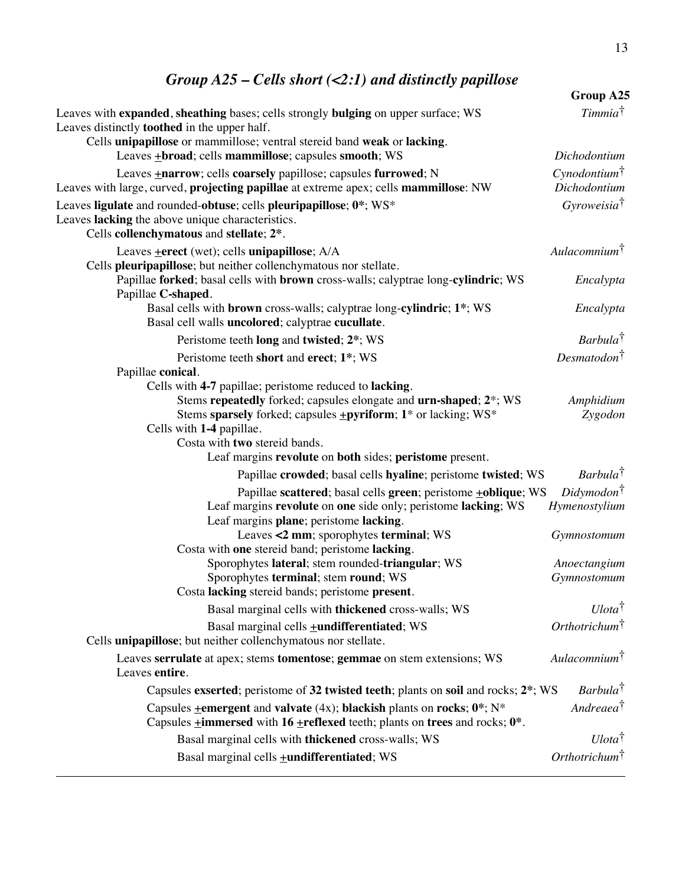## *Group A25 – Cells short (<2:1) and distinctly papillose*

**Group A25**

Leaves with **expanded**, **sheathing** bases; cells strongly **bulging** on upper surface; WS — *Timmia*†

Leaves distinctly **toothed** in the upper half.

- Cells **unipapillose** or mammillose; ventral stereid band **weak** or **lacking**.
  - Leaves ±**broad**; cells **mammillose**; capsules **smooth**; WS — *Dichodontium*
  - Leaves ±**narrow**; cells **coarsely** papillose; capsules **furrowed**; N — *Cynodontium*†

Leaves with large, curved, **projecting papillae** at extreme apex; cells **mammillose**: NW — *Dichodontium*

Leaves **ligulate** and rounded-**obtuse**; cells **pleuripapillose**; **0***; WS* — *Gyroweisia*†

Leaves **lacking** the above unique characteristics.

- Cells **collenchymatous** and **stellate**; **2***.
  - Leaves ±**erect** (wet); cells **unipapillose**; A/A — *Aulacomnium*†
- Cells **pleuripapillose**; but neither collenchymatous nor stellate.
  - Papillae **forked**; basal cells with **brown** cross-walls; calyptrae long-**cylindric**; WS — *Encalypta*
  - Papillae **C-shaped**.
    - Basal cells with **brown** cross-walls; calyptrae long-**cylindric**; **1***; WS — *Encalypta*
    - Basal cell walls **uncolored**; calyptrae **cucullate**.
      - Peristome teeth **long** and **twisted**; **2***; WS — *Barbula*†
      - Peristome teeth **short** and **erect**; **1***; WS — *Desmatodon*†
  - Papillae **conical**.
    - Cells with **4-7** papillae; peristome reduced to **lacking**.
      - Stems **repeatedly** forked; capsules elongate and **urn-shaped**; **2***; WS — *Amphidium*
      - Stems **sparsely** forked; capsules ±**pyriform**; **1*** or lacking; WS* — *Zygodon*
    - Cells with **1-4** papillae.
      - Costa with **two** stereid bands.
        - Leaf margins **revolute** on **both** sides; **peristome** present.
          - Papillae **crowded**; basal cells **hyaline**; peristome **twisted**; WS — *Barbula*†
          - Papillae **scattered**; basal cells **green**; peristome ±**oblique**; WS — *Didymodon*†
        - Leaf margins **revolute** on **one** side only; peristome **lacking**; WS — *Hymenostylium*
        - Leaf margins **plane**; peristome **lacking**.
          - Leaves **<2 mm**; sporophytes **terminal**; WS — *Gymnostomum*
      - Costa with **one** stereid band; peristome **lacking**.
        - Sporophytes **lateral**; stem rounded-**triangular**; WS — *Anoectangium*
        - Sporophytes **terminal**; stem **round**; WS — *Gymnostomum*
      - Costa **lacking** stereid bands; peristome **present**.
        - Basal marginal cells with **thickened** cross-walls; WS — *Ulota*†
        - Basal marginal cells ±**undifferentiated**; WS — *Orthotrichum*†
- Cells **unipapillose**; but neither collenchymatous nor stellate.
  - Leaves **serrulate** at apex; stems **tomentose**; **gemmae** on stem extensions; WS — *Aulacomnium*†
  - Leaves **entire**.
    - Capsules **exserted**; peristome of **32 twisted teeth**; plants on **soil** and rocks; **2***; WS — *Barbula*†
    - Capsules ±**emergent** and **valvate** (4x); **blackish** plants on **rocks**; **0***; N* — *Andreaea*†
    - Capsules ±**immersed** with **16** ±**reflexed** teeth; plants on **trees** and rocks; **0***.
      - Basal marginal cells with **thickened** cross-walls; WS — *Ulota*†
      - Basal marginal cells ±**undifferentiated**; WS — *Orthotrichum*†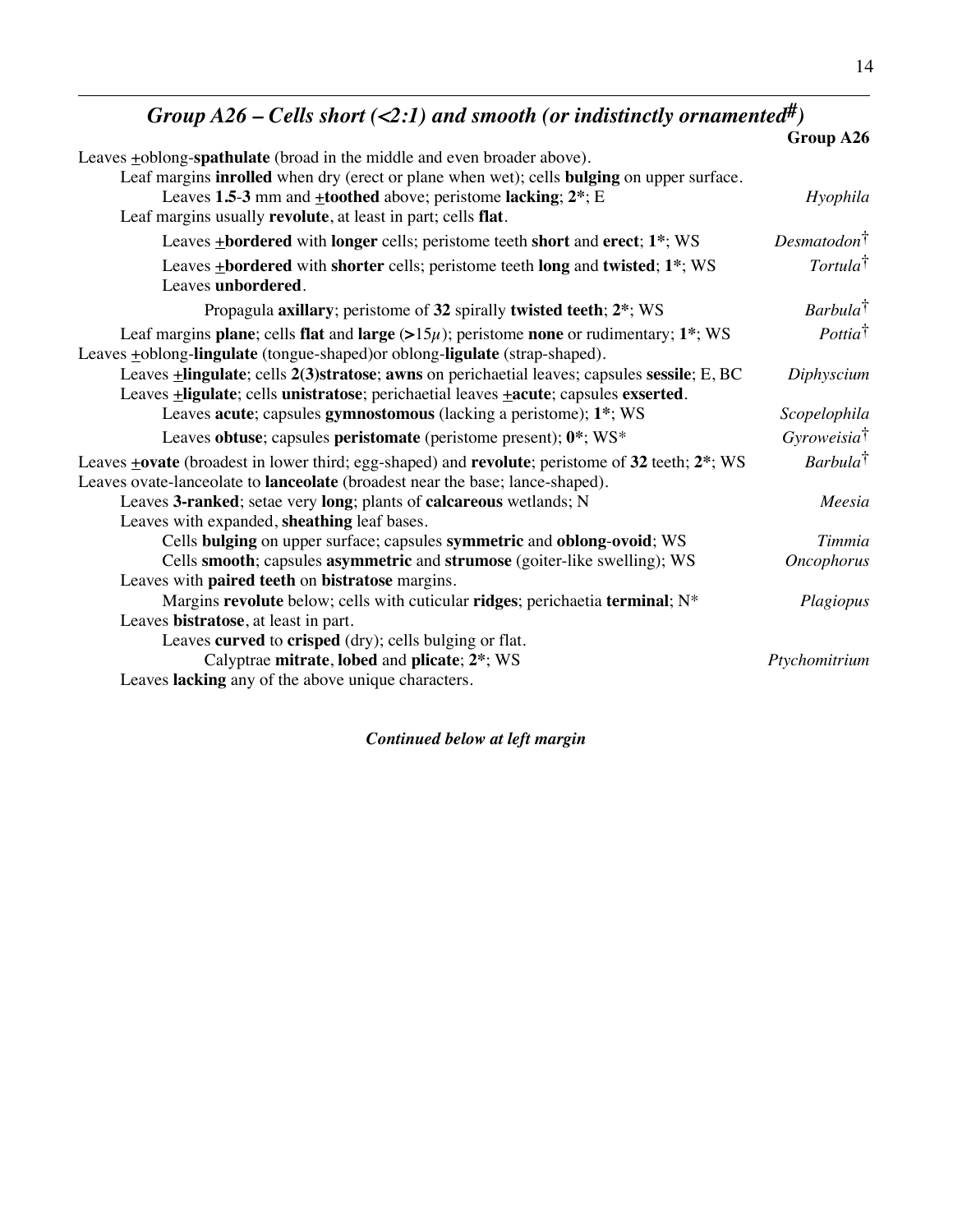## *Group A26 – Cells short (<2:1) and smooth (or indistinctly ornamented#)*

**Group A26**

Leaves ±oblong-**spathulate** (broad in the middle and even broader above).

- Leaf margins **inrolled** when dry (erect or plane when wet); cells **bulging** on upper surface.
  - Leaves **1.5**-**3** mm and ±**toothed** above; peristome **lacking**; **2***; E — *Hyophila*
- Leaf margins usually **revolute**, at least in part; cells **flat**.
  - Leaves ±**bordered** with **longer** cells; peristome teeth **short** and **erect**; **1***; WS — *Desmatodon*†
  - Leaves ±**bordered** with **shorter** cells; peristome teeth **long** and **twisted**; **1***; WS — *Tortula*†
  - Leaves **unbordered**.
    - Propagula **axillary**; peristome of **32** spirally **twisted teeth**; **2***; WS — *Barbula*†
- Leaf margins **plane**; cells **flat** and **large** (**>**15*μ*); peristome **none** or rudimentary; **1***; WS — *Pottia*†

Leaves ±oblong-**lingulate** (tongue-shaped)or oblong-**ligulate** (strap-shaped).

- Leaves ±**lingulate**; cells **2(3)stratose**; **awns** on perichaetial leaves; capsules **sessile**; E, BC — *Diphyscium*
- Leaves ±**ligulate**; cells **unistratose**; perichaetial leaves ±**acute**; capsules **exserted**.
  - Leaves **acute**; capsules **gymnostomous** (lacking a peristome); **1***; WS — *Scopelophila*
  - Leaves **obtuse**; capsules **peristomate** (peristome present); **0***; WS* — *Gyroweisia*†

Leaves ±**ovate** (broadest in lower third; egg-shaped) and **revolute**; peristome of **32** teeth; **2***; WS — *Barbula*†

Leaves ovate-lanceolate to **lanceolate** (broadest near the base; lance-shaped).

- Leaves **3-ranked**; setae very **long**; plants of **calcareous** wetlands; N — *Meesia*
- Leaves with expanded, **sheathing** leaf bases.
  - Cells **bulging** on upper surface; capsules **symmetric** and **oblong**-**ovoid**; WS — *Timmia*
  - Cells **smooth**; capsules **asymmetric** and **strumose** (goiter-like swelling); WS — *Oncophorus*
- Leaves with **paired teeth** on **bistratose** margins.
  - Margins **revolute** below; cells with cuticular **ridges**; perichaetia **terminal**; N* — *Plagiopus*
- Leaves **bistratose**, at least in part.
  - Leaves **curved** to **crisped** (dry); cells bulging or flat.
    - Calyptrae **mitrate**, **lobed** and **plicate**; **2***; WS — *Ptychomitrium*
- Leaves **lacking** any of the above unique characters.

***Continued below at left margin***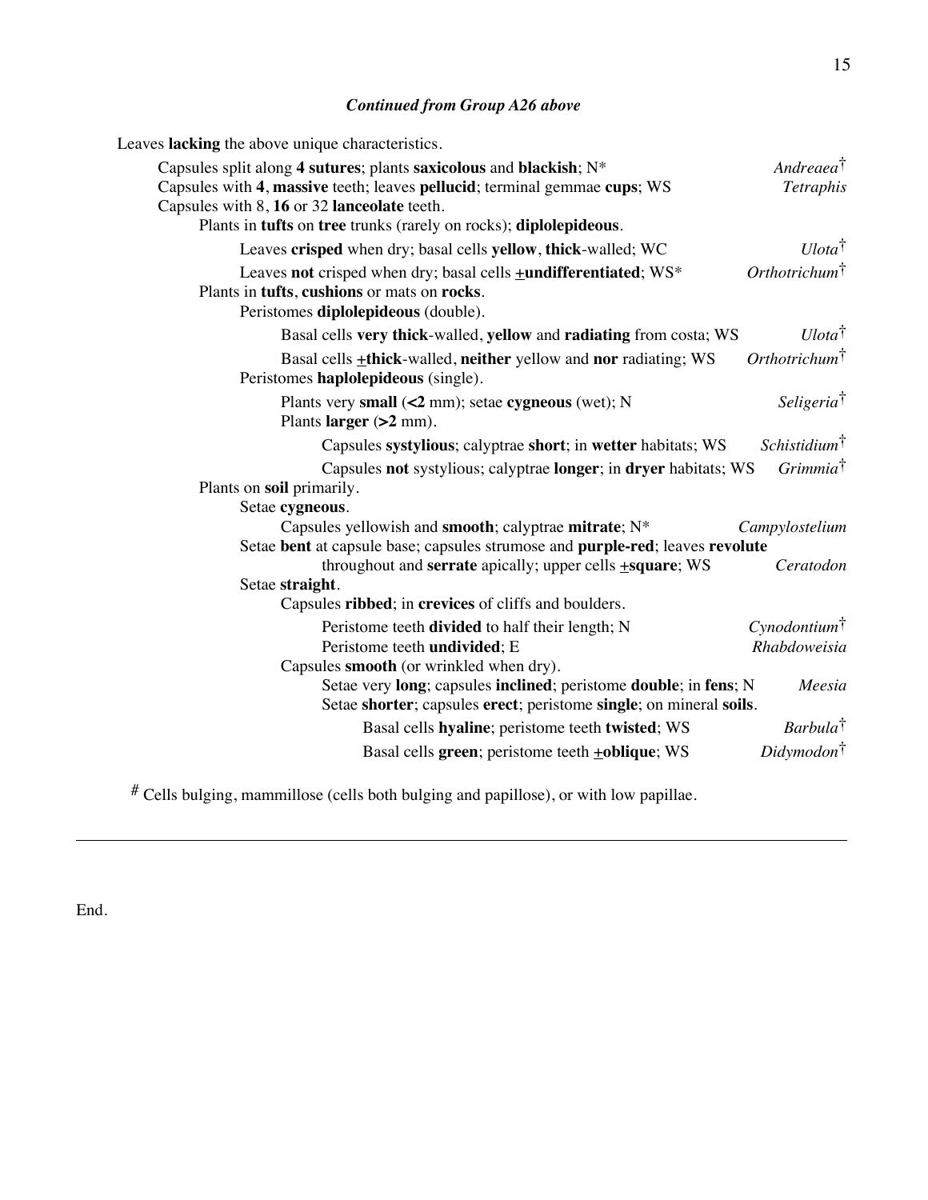***Continued from Group A26 above***

Leaves **lacking** the above unique characteristics.

- Capsules split along **4 sutures**; plants **saxicolous** and **blackish**; N* — *Andreaea*†
- Capsules with **4**, **massive** teeth; leaves **pellucid**; terminal gemmae **cups**; WS — *Tetraphis*
- Capsules with 8, **16** or 32 **lanceolate** teeth.
  - Plants in **tufts** on **tree** trunks (rarely on rocks); **diplolepideous**.
    - Leaves **crisped** when dry; basal cells **yellow**, **thick**-walled; WC — *Ulota*†
    - Leaves **not** crisped when dry; basal cells ±**undifferentiated**; WS* — *Orthotrichum*†
  - Plants in **tufts**, **cushions** or mats on **rocks**.
    - Peristomes **diplolepideous** (double).
      - Basal cells **very thick**-walled, **yellow** and **radiating** from costa; WS — *Ulota*†
      - Basal cells ±**thick**-walled, **neither** yellow and **nor** radiating; WS — *Orthotrichum*†
    - Peristomes **haplolepideous** (single).
      - Plants very **small** (**<2** mm); setae **cygneous** (wet); N — *Seligeria*†
      - Plants **larger** (**>2** mm).
        - Capsules **systylious**; calyptrae **short**; in **wetter** habitats; WS — *Schistidium*†
        - Capsules **not** systylious; calyptrae **longer**; in **dryer** habitats; WS — *Grimmia*†
  - Plants on **soil** primarily.
    - Setae **cygneous**.
      - Capsules yellowish and **smooth**; calyptrae **mitrate**; N* — *Campylostelium*
    - Setae **bent** at capsule base; capsules strumose and **purple-red**; leaves **revolute** throughout and **serrate** apically; upper cells ±**square**; WS — *Ceratodon*
    - Setae **straight**.
      - Capsules **ribbed**; in **crevices** of cliffs and boulders.
        - Peristome teeth **divided** to half their length; N — *Cynodontium*†
        - Peristome teeth **undivided**; E — *Rhabdoweisia*
      - Capsules **smooth** (or wrinkled when dry).
        - Setae very **long**; capsules **inclined**; peristome **double**; in **fens**; N — *Meesia*
        - Setae **shorter**; capsules **erect**; peristome **single**; on mineral **soils**.
          - Basal cells **hyaline**; peristome teeth **twisted**; WS — *Barbula*†
          - Basal cells **green**; peristome teeth ±**oblique**; WS — *Didymodon*†

# Cells bulging, mammillose (cells both bulging and papillose), or with low papillae.

---

End.